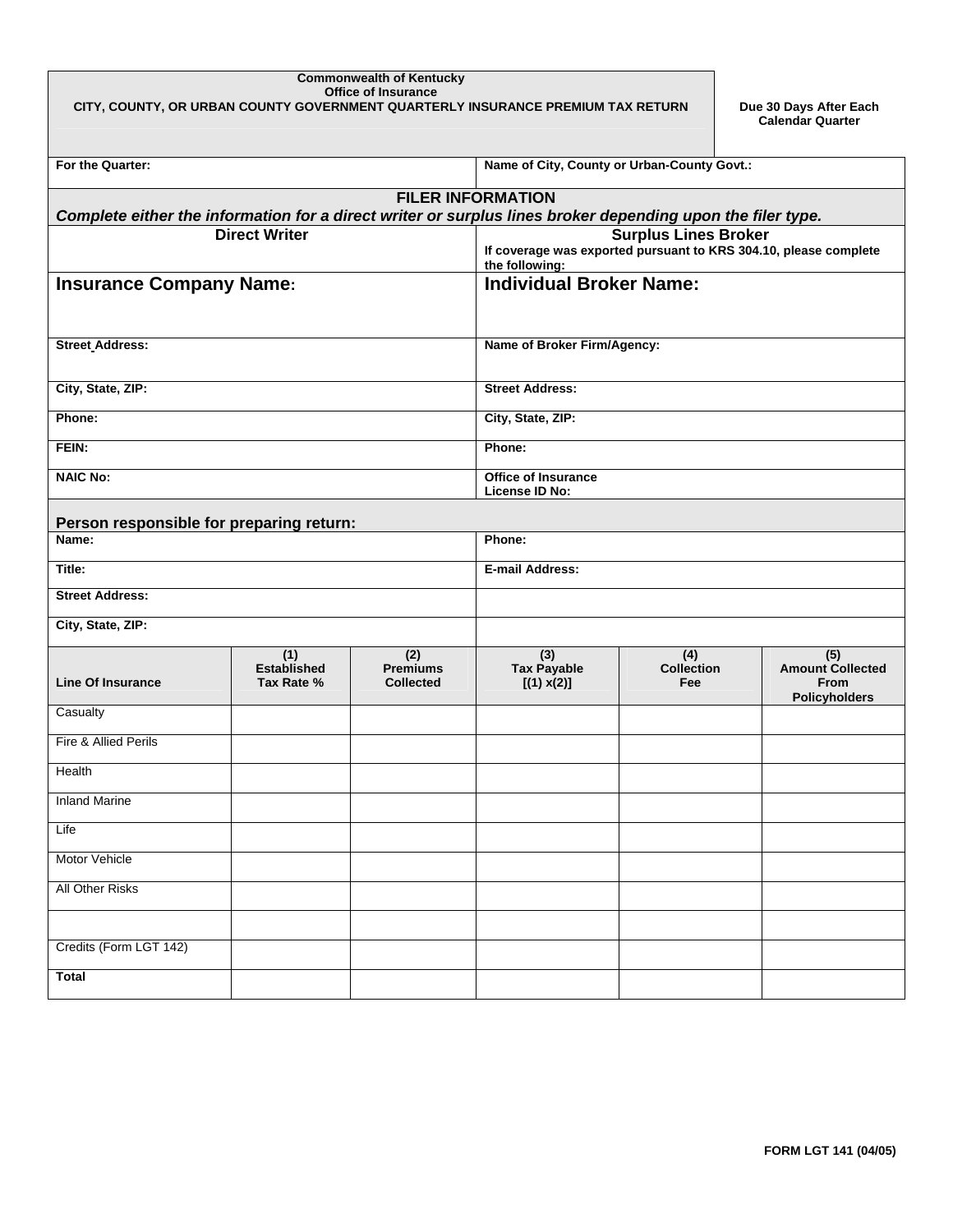**Commonwealth of Kentucky**
**Office of Insurance**
**CITY, COUNTY, OR URBAN COUNTY GOVERNMENT QUARTERLY INSURANCE PREMIUM TAX RETURN**

**Due 30 Days After Each Calendar Quarter**

| **For the Quarter:** | **Name of City, County or Urban-County Govt.:** |
|---|---|

## FILER INFORMATION

***Complete either the information for a direct writer or surplus lines broker depending upon the filer type.***

| **Direct Writer** | **Surplus Lines Broker**<br>**If coverage was exported pursuant to KRS 304.10, please complete the following:** |
|---|---|
| **Insurance Company Name:** | **Individual Broker Name:** |
| **Street Address:** | **Name of Broker Firm/Agency:** |
| **City, State, ZIP:** | **Street Address:** |
| **Phone:** | **City, State, ZIP:** |
| **FEIN:** | **Phone:** |
| **NAIC No:** | **Office of Insurance License ID No:** |

### Person responsible for preparing return:

| **Name:** | **Phone:** |
|---|---|
| **Title:** | **E-mail Address:** |
| **Street Address:** | |
| **City, State, ZIP:** | |

| **Line Of Insurance** | **(1) Established Tax Rate %** | **(2) Premiums Collected** | **(3) Tax Payable [(1) x(2)]** | **(4) Collection Fee** | **(5) Amount Collected From Policyholders** |
|---|---|---|---|---|---|
| Casualty | | | | | |
| Fire & Allied Perils | | | | | |
| Health | | | | | |
| Inland Marine | | | | | |
| Life | | | | | |
| Motor Vehicle | | | | | |
| All Other Risks | | | | | |
| | | | | | |
| Credits (Form LGT 142) | | | | | |
| **Total** | | | | | |

**FORM LGT 141 (04/05)**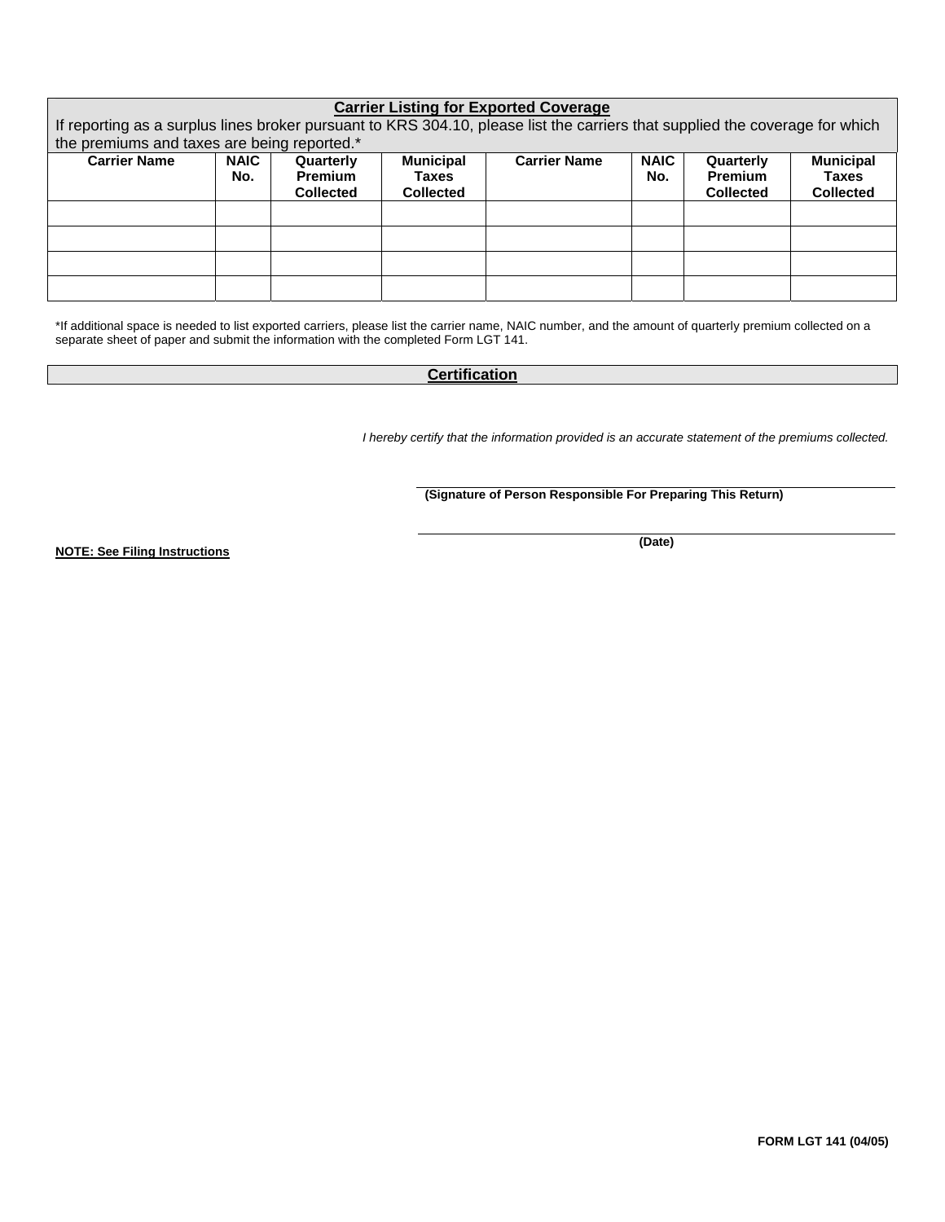## Carrier Listing for Exported Coverage

If reporting as a surplus lines broker pursuant to KRS 304.10, please list the carriers that supplied the coverage for which the premiums and taxes are being reported.*

| Carrier Name | NAIC No. | Quarterly Premium Collected | Municipal Taxes Collected | Carrier Name | NAIC No. | Quarterly Premium Collected | Municipal Taxes Collected |
|---|---|---|---|---|---|---|---|
| | | | | | | | |
| | | | | | | | |
| | | | | | | | |
| | | | | | | | |

*If additional space is needed to list exported carriers, please list the carrier name, NAIC number, and the amount of quarterly premium collected on a separate sheet of paper and submit the information with the completed Form LGT 141.

## Certification

*I hereby certify that the information provided is an accurate statement of the premiums collected.*

______________________________________________
**(Signature of Person Responsible For Preparing This Return)**

______________________________________________
**(Date)**

**NOTE: See Filing Instructions**

**FORM LGT 141 (04/05)**